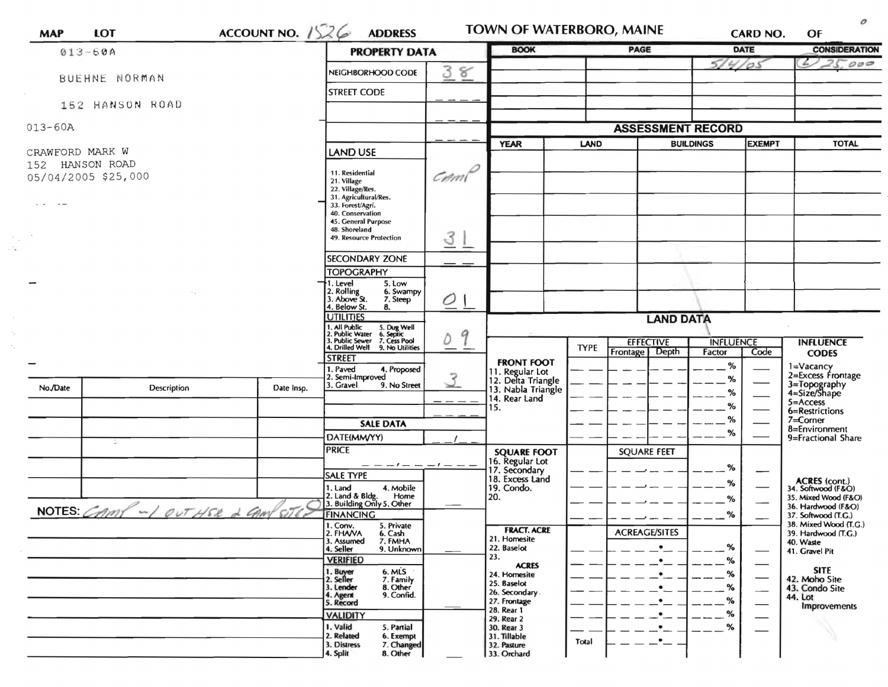| MAP | LOT | ACCOUNT NO. 1526 | ADDRESS | TOWN OF WATERBORO, MAINE | CARD NO. | OF |
|---|---|---|---|---|---|---|

013-60A

BUEHNE NORMAN

152 HANSON ROAD

013-60A

CRAWFORD MARK W
152 HANSON ROAD
05/04/2005 $25,000

## PROPERTY DATA

| | |
|---|---|
| NEIGHBORHOOD CODE | 38 |
| STREET CODE | |
| LAND USE (11. Residential, 21. Village, 22. Village/Res., 31. Agricultural/Res., 33. Forest/Agri., 40. Conservation, 45. General Purpose, 48. Shoreland, 49. Resource Protection) | Camp 31 |
| SECONDARY ZONE | |
| TOPOGRAPHY (1. Level, 2. Rolling, 3. Above St., 4. Below St., 5. Low, 6. Swampy, 7. Steep, 8.) | 01 |
| UTILITIES (1. All Public, 2. Public Water, 3. Public Sewer, 4. Drilled Well, 5. Dug Well, 6. Septic, 7. Cess Pool, 9. No Utilities) | 09 |
| STREET (1. Paved, 2. Semi-Improved, 3. Gravel, 4. Proposed, 9. No Street) | 3 |

## SALE DATA

| | |
|---|---|
| DATE(MM/YY) | / |
| PRICE | |
| SALE TYPE (1. Land, 2. Land & Bldg., 3. Building Only, 4. Mobile Home, 5. Other) | |
| FINANCING (1. Conv., 2. FHA/VA, 3. Assumed, 4. Seller, 5. Private, 6. Cash, 7. FMHA, 9. Unknown) | |
| VERIFIED (1. Buyer, 2. Seller, 3. Lender, 4. Agent, 5. Record, 6. MLS, 7. Family, 8. Other, 9. Confid.) | |
| VALIDITY (1. Valid, 2. Related, 3. Distress, 4. Split, 5. Partial, 6. Exempt, 7. Changed, 8. Other) | |

| BOOK | PAGE | DATE | CONSIDERATION |
|---|---|---|---|
| | | 5/4/05 | (2) 25,000 |

## ASSESSMENT RECORD

| YEAR | LAND | BUILDINGS | EXEMPT | TOTAL |
|---|---|---|---|---|
| | | | | |

## LAND DATA

| | TYPE | EFFECTIVE Frontage | EFFECTIVE Depth | INFLUENCE Factor | INFLUENCE Code |
|---|---|---|---|---|---|
| FRONT FOOT: 11. Regular Lot, 12. Delta Triangle, 13. Nabla Triangle, 14. Rear Land, 15. | | | | % | |
| SQUARE FOOT: 16. Regular Lot, 17. Secondary, 18. Excess Land, 19. Condo., 20. | | SQUARE FEET | | % | |
| FRACT. ACRE: 21. Homesite, 22. Baselot, 23. | | ACREAGE/SITES | | % | |
| ACRES: 24. Homesite, 25. Baselot, 26. Secondary, 27. Frontage, 28. Rear 1, 29. Rear 2, 30. Rear 3, 31. Tillable, 32. Pasture, 33. Orchard | | | | % | |
| | Total | | | | |

**INFLUENCE CODES**
1=Vacancy
2=Excess Frontage
3=Topography
4=Size/Shape
5=Access
6=Restrictions
7=Corner
8=Environment
9=Fractional Share

**ACRES (cont.)**
34. Softwood (F&O)
35. Mixed Wood (F&O)
36. Hardwood (F&O)
37. Softwood (T.G.)
38. Mixed Wood (T.G.)
39. Hardwood (T.G.)
40. Waste
41. Gravel Pit

**SITE**
42. Moho Site
43. Condo Site
44. Lot Improvements

| No./Date | Description | Date Insp. |
|---|---|---|
| | | |

NOTES: Camp - 1 out hse & Camp site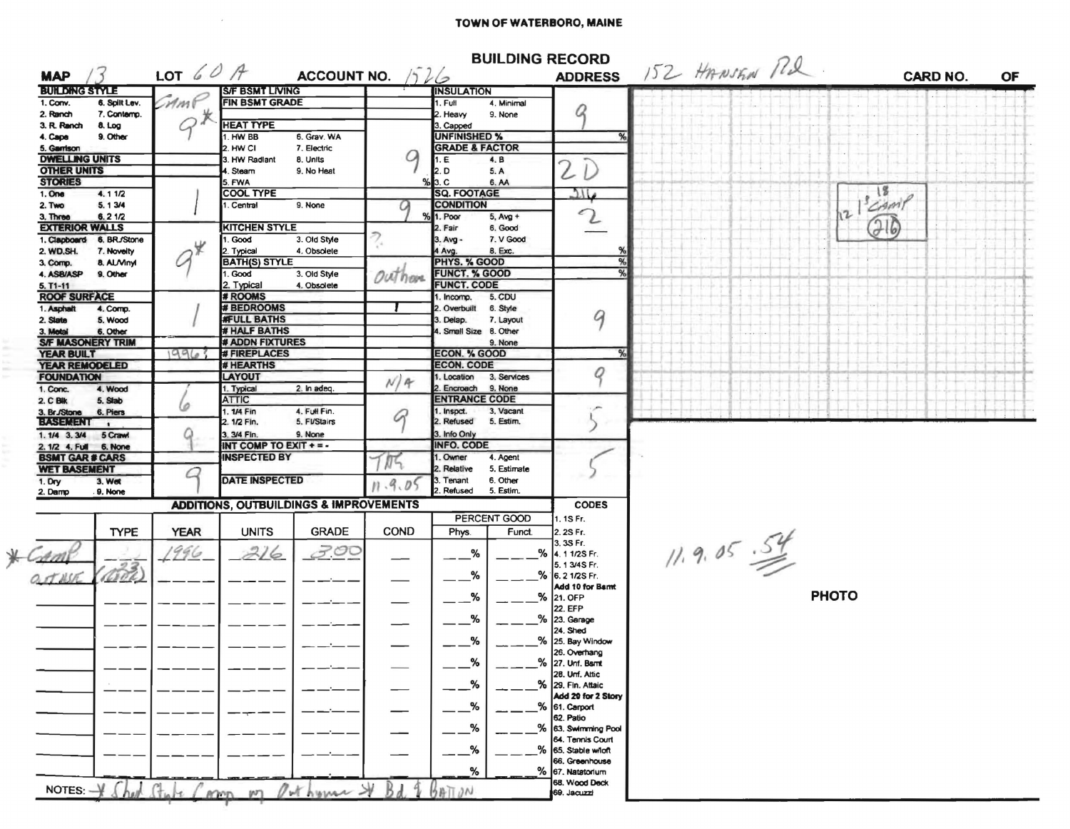**TOWN OF WATERBORO, MAINE**

## BUILDING RECORD

**MAP** 13 **LOT** 60 A **ACCOUNT NO.** 1526 **ADDRESS** 152 HANSEN Rd **CARD NO.** **OF**

| Field | Value | Field | Value | Field | Value |
|---|---|---|---|---|---|
| **BUILDING STYLE** (1. Conv. 2. Ranch 3. R. Ranch 4. Cape 5. Garrison 6. Split Lev. 7. Contemp. 8. Log 9. Other) | CAMP 9* | **S/F BSMT LIVING** | | **INSULATION** (1. Full 2. Heavy 3. Capped 4. Minimal 9. None) | 9 |
| **DWELLING UNITS** | | **FIN BSMT GRADE** | | **UNFINISHED %** | % |
| **OTHER UNITS** | | **HEAT TYPE** (1. HW BB 2. HW CI 3. HW Radiant 4. Steam 5. FWA 6. Grav. WA 7. Electric 8. Units 9. No Heat) | 9 % | **GRADE & FACTOR** (1. E 2. D 3. C 4. B 5. A 6. AA) | 2 D |
| **STORIES** (1. One 2. Two 3. Three 4. 1 1/2 5. 1 3/4 6. 2 1/2) | 1 | **COOL TYPE** (1. Central 9. None) | 9 % | **SQ. FOOTAGE** | 216 |
| **EXTERIOR WALLS** (1. Clapboard 2. WD.SH. 3. Comp. 4. ASB/ASP 5. T1-11 6. BR./Stone 7. Novelty 8. AL/Vinyl 9. Other) | 9* | **KITCHEN STYLE** (1. Good 2. Typical 3. Old Style 4. Obsolete) | ? | **CONDITION** (1. Poor 2. Fair 3. Avg - 4. Avg. 5. Avg + 6. Good 7. V Good 8. Exc.) | 2 |
| **ROOF SURFACE** (1. Asphalt 2. Slate 3. Metal 4. Comp. 5. Wood 6. Other) | 1 | **BATH(S) STYLE** (1. Good 2. Typical 3. Old Style 4. Obsolete) | outhouse | **PHYS. % GOOD** | % |
| **S/F MASONERY TRIM** | | **# ROOMS** | | **FUNCT. % GOOD** | % |
| **YEAR BUILT** | 1996? | **# BEDROOMS** | 1 | **FUNCT. CODE** (1. Incomp. 2. Overbuilt 3. Delap. 4. Small Size 5. CDU 6. Style 7. Layout 8. Other 9. None) | 9 |
| **YEAR REMODELED** | | **#FULL BATHS** | | **ECON. % GOOD** | % |
| **FOUNDATION** (1. Conc. 2. C Blk 3. Br./Stone 4. Wood 5. Slab 6. Piers) | 6 | **# HALF BATHS** | | **ECON. CODE** (1. Location 2. Encroach 3. Services 9. None) | 9 |
| **BASEMENT** (1. 1/4 2. 1/2 3. 3/4 4. Full 5 Crawl 6. None) | 9 | **# ADDN FIXTURES** | | **ENTRANCE CODE** (1. Inspct. 2. Refused 3. Info Only 4. Vacant 5. Estim.) | 5 |
| **BSMT GAR # CARS** | | **# FIREPLACES** | | **INFO. CODE** (1. Owner 2. Relative 3. Tenant 4. Agent 5. Estimate 6. Other) | 5 |
| **WET BASEMENT** (1. Dry 2. Damp 3. Wet 9. None) | 9 | **# HEARTHS** | | | |
| | | **LAYOUT** (1. Typical 2. In adeq.) | N/A | | |
| | | **ATTIC** (1. 1/4 Fin 2. 1/2 Fin. 3. 3/4 Fin. 4. Full Fin. 5. Fl/Stairs 9. None) | 9 | | |
| | | **INT COMP TO EXIT + = -** | | | |
| | | **INSPECTED BY** | TAG | | |
| | | **DATE INSPECTED** | 11.9.05 | | |

Sketch: 12 × 18 CAMP (216)

### ADDITIONS, OUTBUILDINGS & IMPROVEMENTS

| | TYPE | YEAR | UNITS | GRADE | COND | Phys. % Good | Funct. % Good |
|---|---|---|---|---|---|---|---|
| *Camp | | 1996 | 216 | 300 | | % | % |
| outhse | (23) | | | | | % | % |
| | | | | | | % | % |
| | | | | | | % | % |
| | | | | | | % | % |
| | | | | | | % | % |
| | | | | | | % | % |
| | | | | | | % | % |
| | | | | | | % | % |
| | | | | | | % | % |
| | | | | | | % | % |

**CODES**
1. 1S Fr.
2. 2S Fr.
3. 3S Fr.
4. 1 1/2S Fr.
5. 1 3/4S Fr.
6. 2 1/2S Fr.
Add 10 for Bsmt
21. OFP
22. EFP
23. Garage
24. Shed
25. Bay Window
26. Overhang
27. Unf. Bsmt
28. Unf. Attic
29. Fin. Attaic
Add 20 for 2 Story
61. Carport
62. Patio
63. Swimming Pool
64. Tennis Court
65. Stable w/loft
66. Greenhouse
67. Natatorium
68. Wood Deck
69. Jacuzzi

11.9.05 .54

PHOTO

NOTES: * Shed Style Camp w/ Outhouse * Bd & BATTON